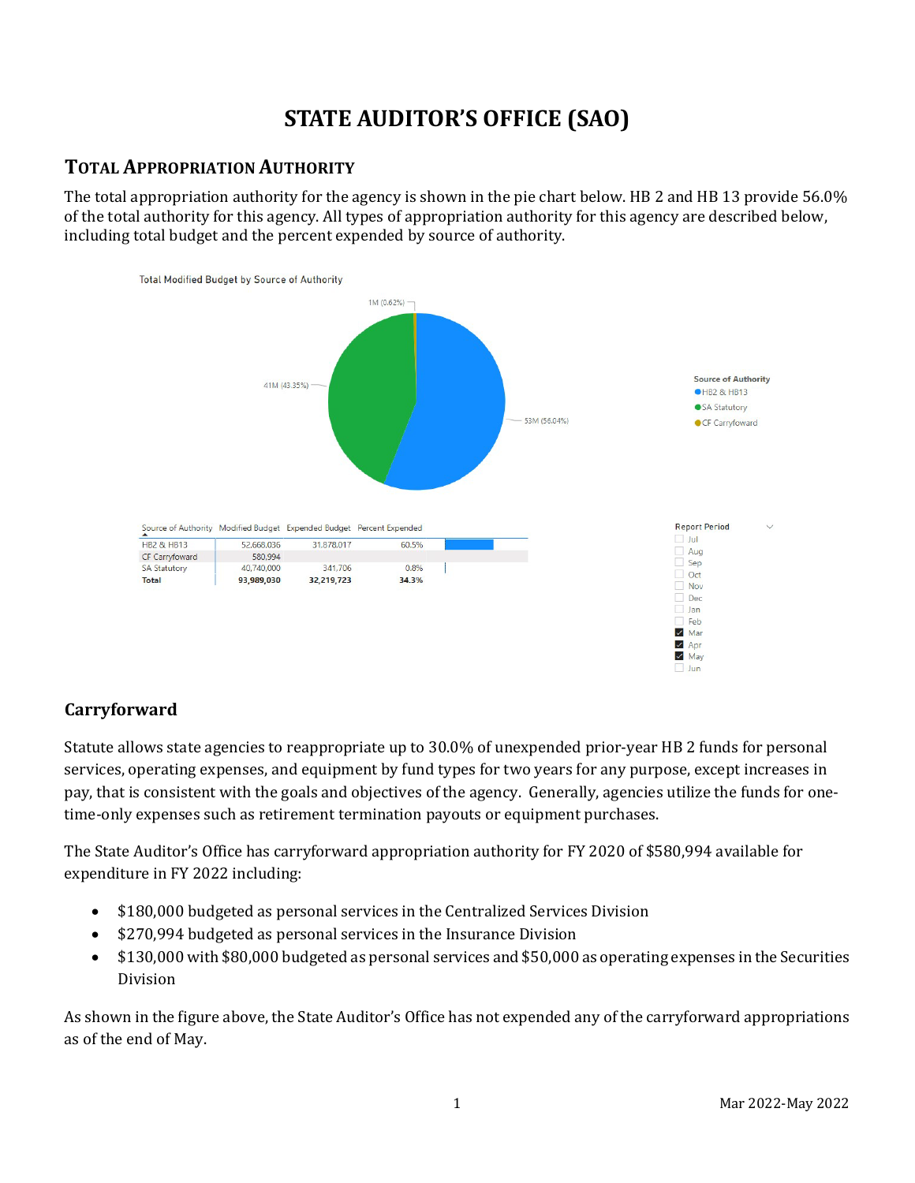# STATE AUDITOR'S OFFICE (SAO)

## TOTAL APPROPRIATION AUTHORITY

The total appropriation authority for the agency is shown in the pie chart below. HB 2 and HB 13 provide 56.0% of the total authority for this agency. All types of appropriation authority for this agency are described below, including total budget and the percent expended by source of authority.

Total Modified Budget by Source of Authority

| Source of Authority | Modified Budget | Expended Budget | Percent Expended |
|---|---|---|---|
| HB2 & HB13 | 52,668,036 | 31,878,017 | 60.5% |
| CF Carryfoward | 580,994 | | |
| SA Statutory | 40,740,000 | 341,706 | 0.8% |
| **Total** | **93,989,030** | **32,219,723** | **34.3%** |

## Carryforward

Statute allows state agencies to reappropriate up to 30.0% of unexpended prior-year HB 2 funds for personal services, operating expenses, and equipment by fund types for two years for any purpose, except increases in pay, that is consistent with the goals and objectives of the agency. Generally, agencies utilize the funds for one-time-only expenses such as retirement termination payouts or equipment purchases.

The State Auditor's Office has carryforward appropriation authority for FY 2020 of $580,994 available for expenditure in FY 2022 including:

- $180,000 budgeted as personal services in the Centralized Services Division
- $270,994 budgeted as personal services in the Insurance Division
- $130,000 with $80,000 budgeted as personal services and $50,000 as operating expenses in the Securities Division

As shown in the figure above, the State Auditor's Office has not expended any of the carryforward appropriations as of the end of May.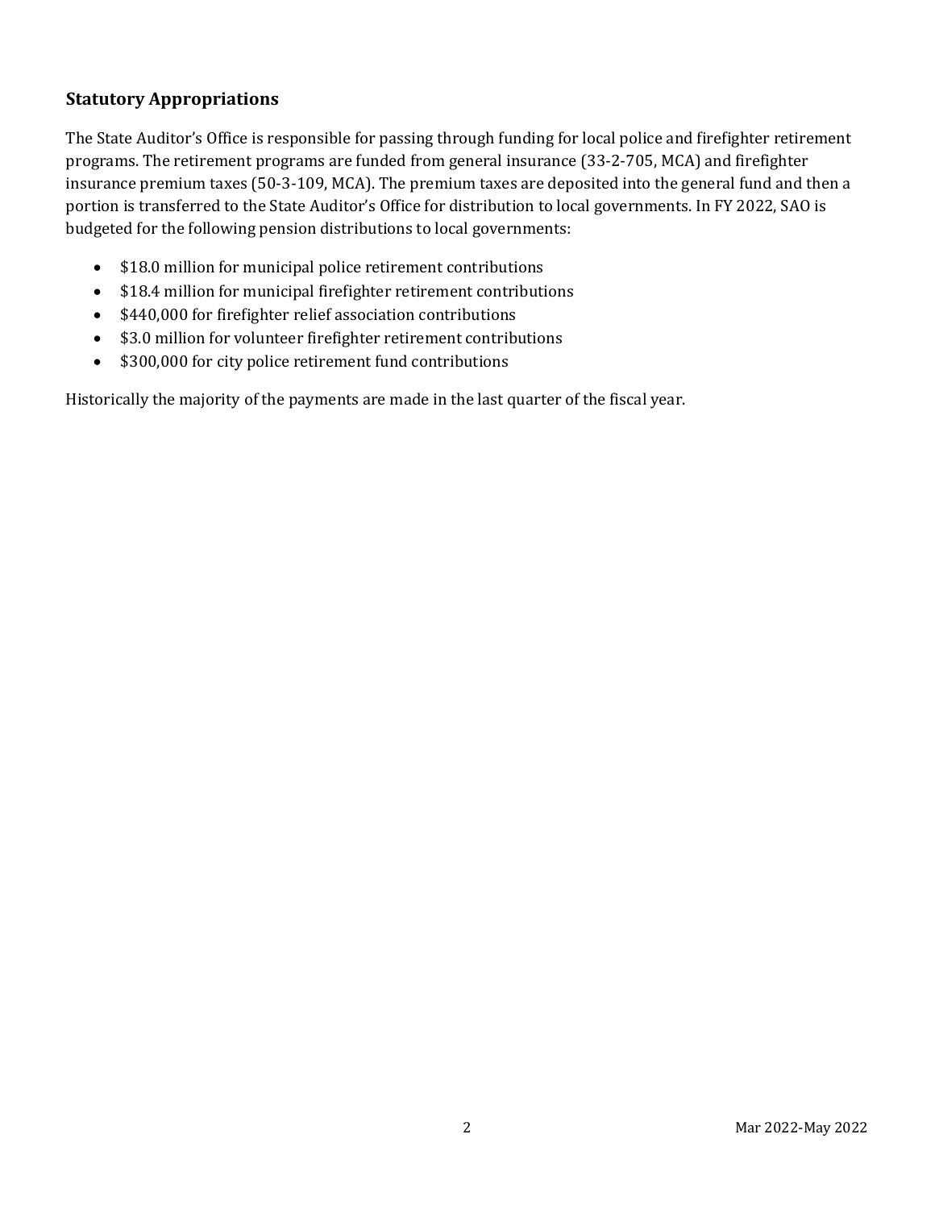## Statutory Appropriations

The State Auditor's Office is responsible for passing through funding for local police and firefighter retirement programs. The retirement programs are funded from general insurance (33-2-705, MCA) and firefighter insurance premium taxes (50-3-109, MCA). The premium taxes are deposited into the general fund and then a portion is transferred to the State Auditor's Office for distribution to local governments. In FY 2022, SAO is budgeted for the following pension distributions to local governments:

- $18.0 million for municipal police retirement contributions
- $18.4 million for municipal firefighter retirement contributions
- $440,000 for firefighter relief association contributions
- $3.0 million for volunteer firefighter retirement contributions
- $300,000 for city police retirement fund contributions

Historically the majority of the payments are made in the last quarter of the fiscal year.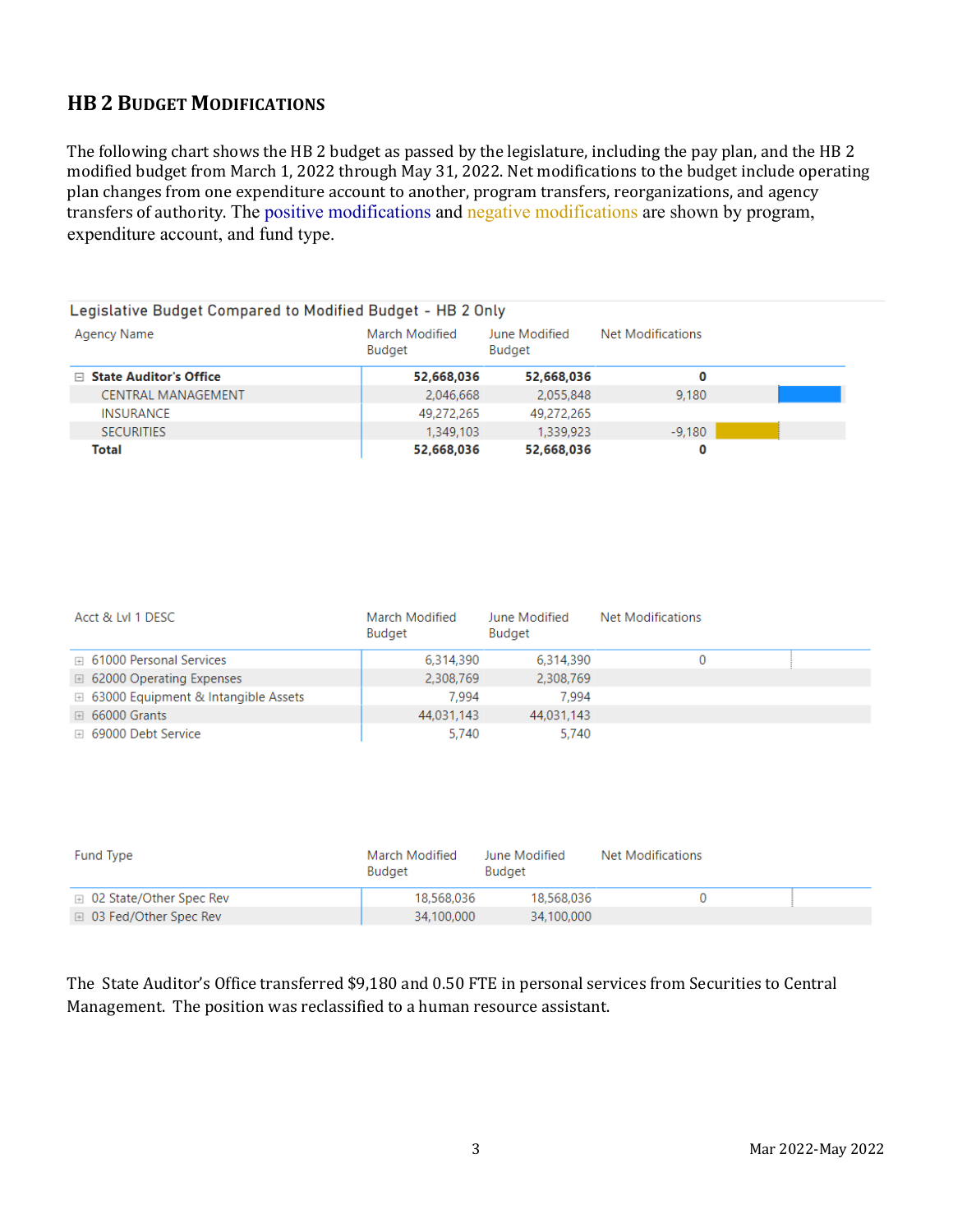## HB 2 Budget Modifications

The following chart shows the HB 2 budget as passed by the legislature, including the pay plan, and the HB 2 modified budget from March 1, 2022 through May 31, 2022. Net modifications to the budget include operating plan changes from one expenditure account to another, program transfers, reorganizations, and agency transfers of authority. The positive modifications and negative modifications are shown by program, expenditure account, and fund type.

**Legislative Budget Compared to Modified Budget - HB 2 Only**

| Agency Name | March Modified Budget | June Modified Budget | Net Modifications |
|---|---|---|---|
| **State Auditor's Office** | **52,668,036** | **52,668,036** | **0** |
| CENTRAL MANAGEMENT | 2,046,668 | 2,055,848 | 9,180 |
| INSURANCE | 49,272,265 | 49,272,265 | |
| SECURITIES | 1,349,103 | 1,339,923 | -9,180 |
| **Total** | **52,668,036** | **52,668,036** | **0** |

| Acct & Lvl 1 DESC | March Modified Budget | June Modified Budget | Net Modifications |
|---|---|---|---|
| 61000 Personal Services | 6,314,390 | 6,314,390 | 0 |
| 62000 Operating Expenses | 2,308,769 | 2,308,769 | |
| 63000 Equipment & Intangible Assets | 7,994 | 7,994 | |
| 66000 Grants | 44,031,143 | 44,031,143 | |
| 69000 Debt Service | 5,740 | 5,740 | |

| Fund Type | March Modified Budget | June Modified Budget | Net Modifications |
|---|---|---|---|
| 02 State/Other Spec Rev | 18,568,036 | 18,568,036 | 0 |
| 03 Fed/Other Spec Rev | 34,100,000 | 34,100,000 | |

The State Auditor's Office transferred $9,180 and 0.50 FTE in personal services from Securities to Central Management. The position was reclassified to a human resource assistant.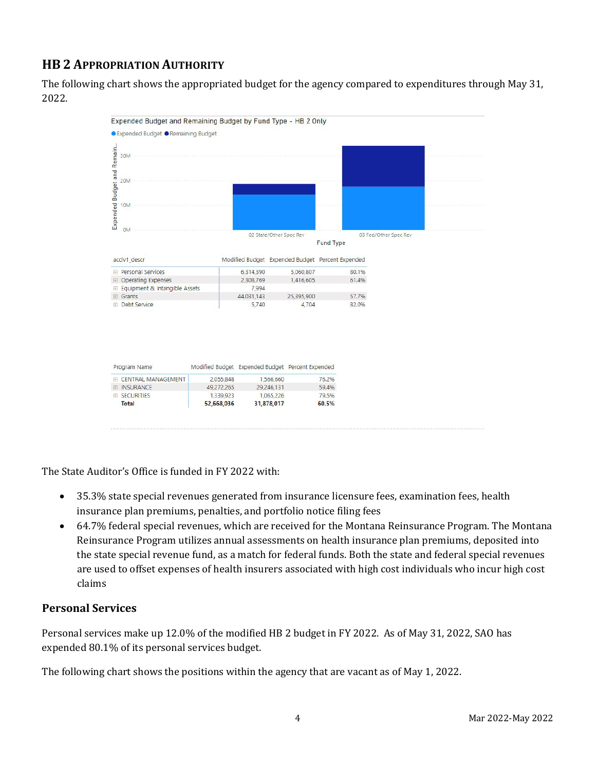## HB 2 Appropriation Authority

The following chart shows the appropriated budget for the agency compared to expenditures through May 31, 2022.

Expended Budget and Remaining Budget by Fund Type - HB 2 Only

| acctlv1_descr | Modified Budget | Expended Budget | Percent Expended |
|---|---|---|---|
| Personal Services | 6,314,390 | 5,060,807 | 80.1% |
| Operating Expenses | 2,308,769 | 1,416,605 | 61.4% |
| Equipment & Intangible Assets | 7,994 | | |
| Grants | 44,031,143 | 25,395,900 | 57.7% |
| Debt Service | 5,740 | 4,704 | 82.0% |

| Program Name | Modified Budget | Expended Budget | Percent Expended |
|---|---|---|---|
| CENTRAL MANAGEMENT | 2,055,848 | 1,566,660 | 76.2% |
| INSURANCE | 49,272,265 | 29,246,131 | 59.4% |
| SECURITIES | 1,339,923 | 1,065,226 | 79.5% |
| **Total** | **52,668,036** | **31,878,017** | **60.5%** |

The State Auditor's Office is funded in FY 2022 with:

- 35.3% state special revenues generated from insurance licensure fees, examination fees, health insurance plan premiums, penalties, and portfolio notice filing fees
- 64.7% federal special revenues, which are received for the Montana Reinsurance Program. The Montana Reinsurance Program utilizes annual assessments on health insurance plan premiums, deposited into the state special revenue fund, as a match for federal funds. Both the state and federal special revenues are used to offset expenses of health insurers associated with high cost individuals who incur high cost claims

### Personal Services

Personal services make up 12.0% of the modified HB 2 budget in FY 2022. As of May 31, 2022, SAO has expended 80.1% of its personal services budget.

The following chart shows the positions within the agency that are vacant as of May 1, 2022.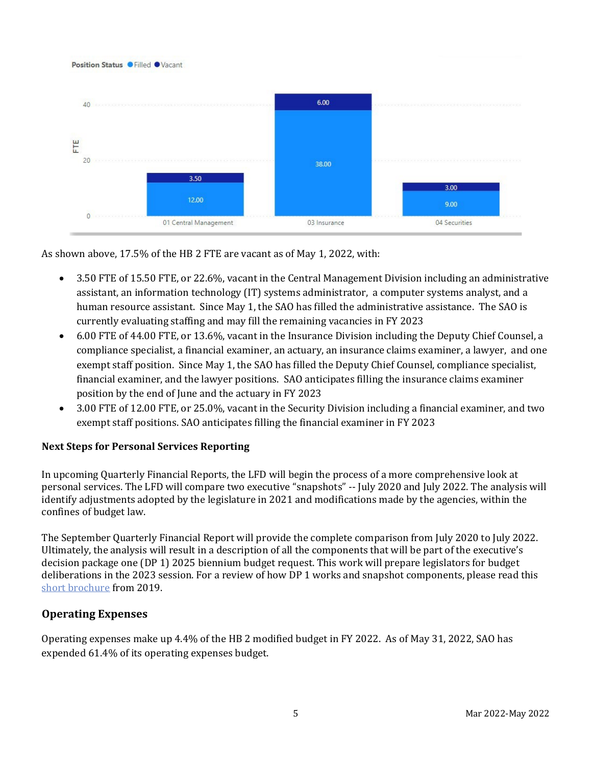Position Status: Filled, Vacant

| | 01 Central Management | 03 Insurance | 04 Securities |
|---|---|---|---|
| Filled | 12.00 | 38.00 | 9.00 |
| Vacant | 3.50 | 6.00 | 3.00 |

As shown above, 17.5% of the HB 2 FTE are vacant as of May 1, 2022, with:

- 3.50 FTE of 15.50 FTE, or 22.6%, vacant in the Central Management Division including an administrative assistant, an information technology (IT) systems administrator, a computer systems analyst, and a human resource assistant. Since May 1, the SAO has filled the administrative assistance. The SAO is currently evaluating staffing and may fill the remaining vacancies in FY 2023
- 6.00 FTE of 44.00 FTE, or 13.6%, vacant in the Insurance Division including the Deputy Chief Counsel, a compliance specialist, a financial examiner, an actuary, an insurance claims examiner, a lawyer, and one exempt staff position. Since May 1, the SAO has filled the Deputy Chief Counsel, compliance specialist, financial examiner, and the lawyer positions. SAO anticipates filling the insurance claims examiner position by the end of June and the actuary in FY 2023
- 3.00 FTE of 12.00 FTE, or 25.0%, vacant in the Security Division including a financial examiner, and two exempt staff positions. SAO anticipates filling the financial examiner in FY 2023

**Next Steps for Personal Services Reporting**

In upcoming Quarterly Financial Reports, the LFD will begin the process of a more comprehensive look at personal services. The LFD will compare two executive "snapshots" -- July 2020 and July 2022. The analysis will identify adjustments adopted by the legislature in 2021 and modifications made by the agencies, within the confines of budget law.

The September Quarterly Financial Report will provide the complete comparison from July 2020 to July 2022. Ultimately, the analysis will result in a description of all the components that will be part of the executive's decision package one (DP 1) 2025 biennium budget request. This work will prepare legislators for budget deliberations in the 2023 session. For a review of how DP 1 works and snapshot components, please read this short brochure from 2019.

## Operating Expenses

Operating expenses make up 4.4% of the HB 2 modified budget in FY 2022. As of May 31, 2022, SAO has expended 61.4% of its operating expenses budget.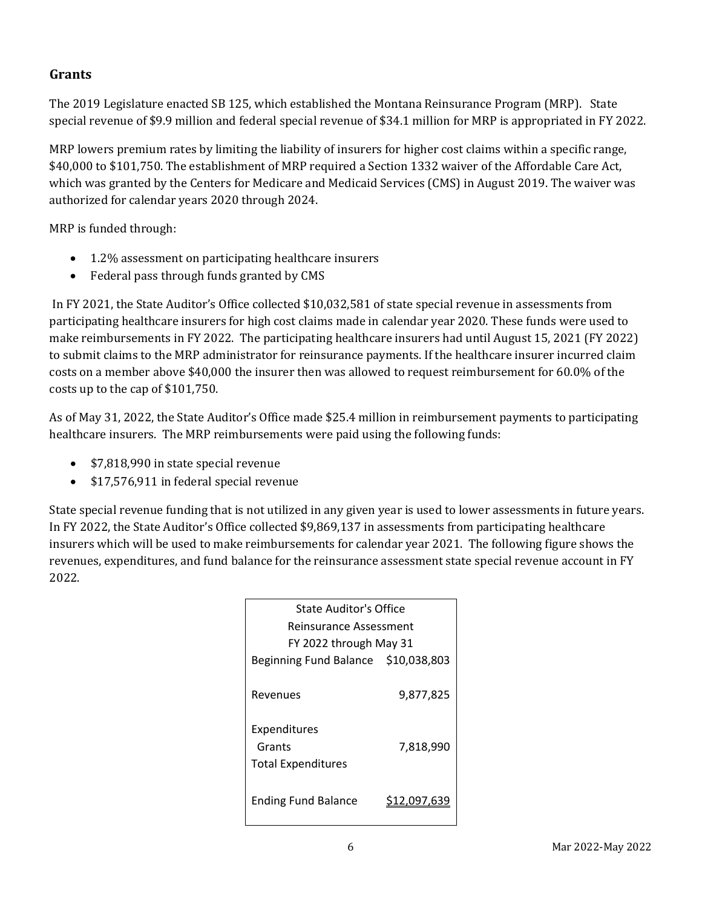## Grants

The 2019 Legislature enacted SB 125, which established the Montana Reinsurance Program (MRP). State special revenue of $9.9 million and federal special revenue of $34.1 million for MRP is appropriated in FY 2022.

MRP lowers premium rates by limiting the liability of insurers for higher cost claims within a specific range, $40,000 to $101,750. The establishment of MRP required a Section 1332 waiver of the Affordable Care Act, which was granted by the Centers for Medicare and Medicaid Services (CMS) in August 2019. The waiver was authorized for calendar years 2020 through 2024.

MRP is funded through:

- 1.2% assessment on participating healthcare insurers
- Federal pass through funds granted by CMS

In FY 2021, the State Auditor's Office collected $10,032,581 of state special revenue in assessments from participating healthcare insurers for high cost claims made in calendar year 2020. These funds were used to make reimbursements in FY 2022. The participating healthcare insurers had until August 15, 2021 (FY 2022) to submit claims to the MRP administrator for reinsurance payments. If the healthcare insurer incurred claim costs on a member above $40,000 the insurer then was allowed to request reimbursement for 60.0% of the costs up to the cap of $101,750.

As of May 31, 2022, the State Auditor's Office made $25.4 million in reimbursement payments to participating healthcare insurers. The MRP reimbursements were paid using the following funds:

- $7,818,990 in state special revenue
- $17,576,911 in federal special revenue

State special revenue funding that is not utilized in any given year is used to lower assessments in future years. In FY 2022, the State Auditor's Office collected $9,869,137 in assessments from participating healthcare insurers which will be used to make reimbursements for calendar year 2021. The following figure shows the revenues, expenditures, and fund balance for the reinsurance assessment state special revenue account in FY 2022.

| State Auditor's Office<br>Reinsurance Assessment<br>FY 2022 through May 31 | |
|---|---|
| Beginning Fund Balance | $10,038,803 |
| Revenues | 9,877,825 |
| Expenditures | |
| Grants | 7,818,990 |
| Total Expenditures | |
| Ending Fund Balance | $12,097,639 |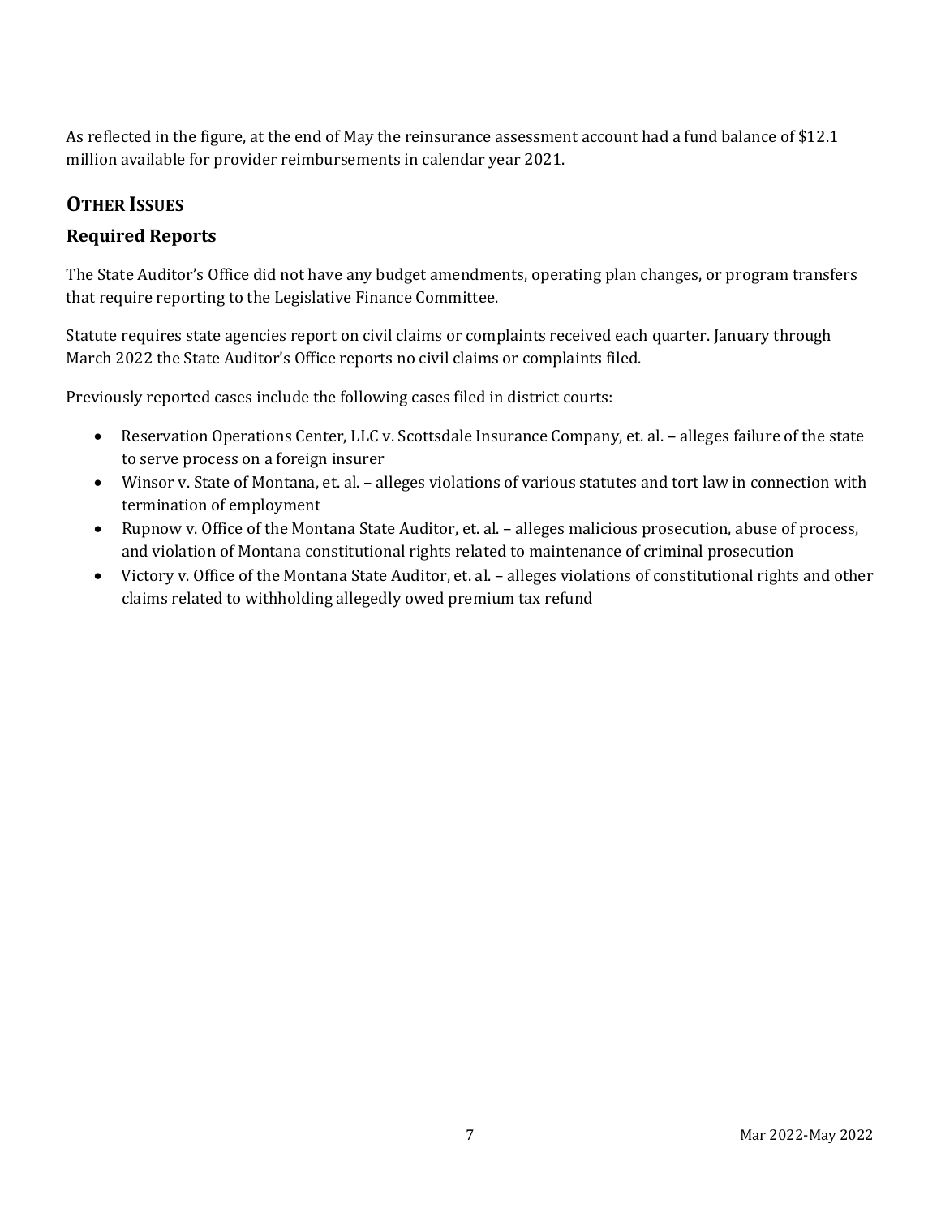As reflected in the figure, at the end of May the reinsurance assessment account had a fund balance of $12.1 million available for provider reimbursements in calendar year 2021.

## OTHER ISSUES

### Required Reports

The State Auditor's Office did not have any budget amendments, operating plan changes, or program transfers that require reporting to the Legislative Finance Committee.

Statute requires state agencies report on civil claims or complaints received each quarter. January through March 2022 the State Auditor's Office reports no civil claims or complaints filed.

Previously reported cases include the following cases filed in district courts:

- Reservation Operations Center, LLC v. Scottsdale Insurance Company, et. al. – alleges failure of the state to serve process on a foreign insurer
- Winsor v. State of Montana, et. al. – alleges violations of various statutes and tort law in connection with termination of employment
- Rupnow v. Office of the Montana State Auditor, et. al. – alleges malicious prosecution, abuse of process, and violation of Montana constitutional rights related to maintenance of criminal prosecution
- Victory v. Office of the Montana State Auditor, et. al. – alleges violations of constitutional rights and other claims related to withholding allegedly owed premium tax refund